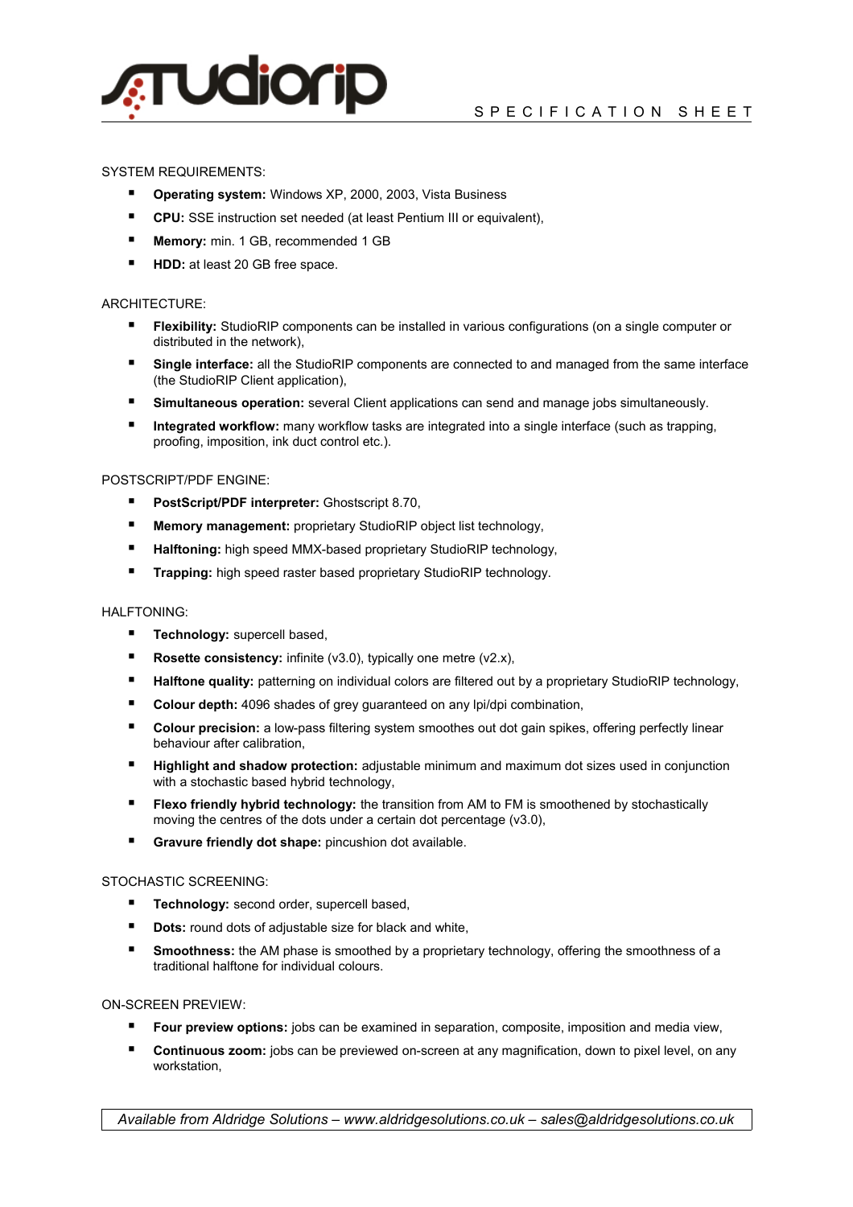# studiorip

SPECIFICATION SHEET

SYSTEM REQUIREMENTS:

- **Operating system:** Windows XP, 2000, 2003, Vista Business
- **CPU:** SSE instruction set needed (at least Pentium III or equivalent),
- **Memory:** min. 1 GB, recommended 1 GB
- **HDD:** at least 20 GB free space.

ARCHITECTURE:

- **Flexibility:** StudioRIP components can be installed in various configurations (on a single computer or distributed in the network),
- **Single interface:** all the StudioRIP components are connected to and managed from the same interface (the StudioRIP Client application),
- **Simultaneous operation:** several Client applications can send and manage jobs simultaneously.
- **Integrated workflow:** many workflow tasks are integrated into a single interface (such as trapping, proofing, imposition, ink duct control etc.).

POSTSCRIPT/PDF ENGINE:

- **PostScript/PDF interpreter:** Ghostscript 8.70,
- **Memory management:** proprietary StudioRIP object list technology,
- **Halftoning:** high speed MMX-based proprietary StudioRIP technology,
- **Trapping:** high speed raster based proprietary StudioRIP technology.

HALFTONING:

- **Technology:** supercell based,
- **Rosette consistency:** infinite (v3.0), typically one metre (v2.x),
- **Halftone quality:** patterning on individual colors are filtered out by a proprietary StudioRIP technology,
- **Colour depth:** 4096 shades of grey guaranteed on any lpi/dpi combination,
- **Colour precision:** a low-pass filtering system smoothes out dot gain spikes, offering perfectly linear behaviour after calibration,
- **Highlight and shadow protection:** adjustable minimum and maximum dot sizes used in conjunction with a stochastic based hybrid technology,
- **Flexo friendly hybrid technology:** the transition from AM to FM is smoothened by stochastically moving the centres of the dots under a certain dot percentage (v3.0),
- **Gravure friendly dot shape:** pincushion dot available.

STOCHASTIC SCREENING:

- **Technology:** second order, supercell based,
- **Dots:** round dots of adjustable size for black and white,
- **Smoothness:** the AM phase is smoothed by a proprietary technology, offering the smoothness of a traditional halftone for individual colours.

ON-SCREEN PREVIEW:

- **Four preview options:** jobs can be examined in separation, composite, imposition and media view,
- **Continuous zoom:** jobs can be previewed on-screen at any magnification, down to pixel level, on any workstation,

*Available from Aldridge Solutions – www.aldridgesolutions.co.uk – sales@aldridgesolutions.co.uk*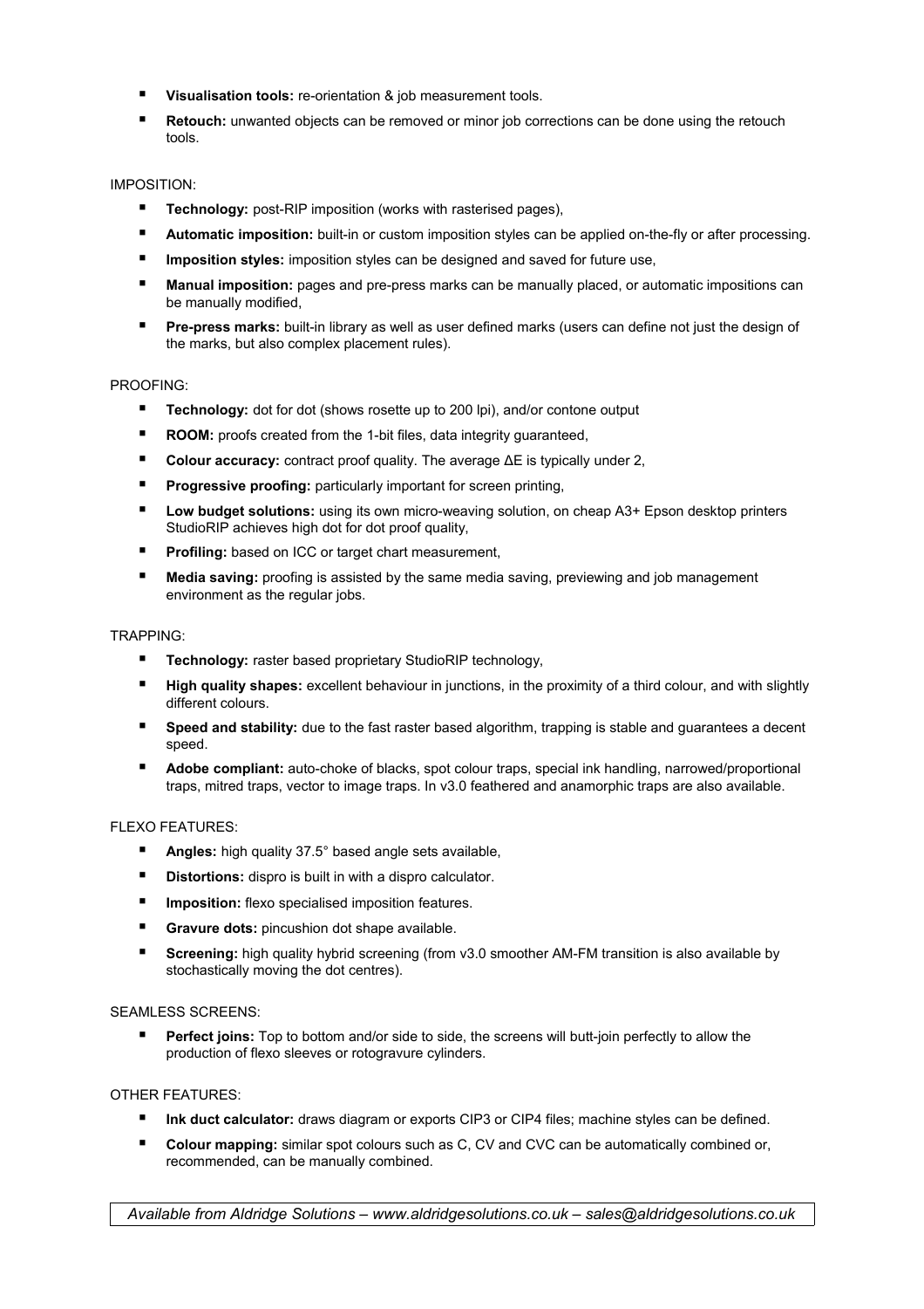- **Visualisation tools:** re-orientation & job measurement tools.
- **Retouch:** unwanted objects can be removed or minor job corrections can be done using the retouch tools.

IMPOSITION:

- **Technology:** post-RIP imposition (works with rasterised pages),
- **Automatic imposition:** built-in or custom imposition styles can be applied on-the-fly or after processing.
- **Imposition styles:** imposition styles can be designed and saved for future use,
- **Manual imposition:** pages and pre-press marks can be manually placed, or automatic impositions can be manually modified,
- **Pre-press marks:** built-in library as well as user defined marks (users can define not just the design of the marks, but also complex placement rules).

PROOFING:

- **Technology:** dot for dot (shows rosette up to 200 lpi), and/or contone output
- **ROOM:** proofs created from the 1-bit files, data integrity guaranteed,
- **Colour accuracy:** contract proof quality. The average ΔE is typically under 2,
- **Progressive proofing:** particularly important for screen printing,
- **Low budget solutions:** using its own micro-weaving solution, on cheap A3+ Epson desktop printers StudioRIP achieves high dot for dot proof quality,
- **Profiling:** based on ICC or target chart measurement,
- **Media saving:** proofing is assisted by the same media saving, previewing and job management environment as the regular jobs.

TRAPPING:

- **Technology:** raster based proprietary StudioRIP technology,
- **High quality shapes:** excellent behaviour in junctions, in the proximity of a third colour, and with slightly different colours.
- **Speed and stability:** due to the fast raster based algorithm, trapping is stable and guarantees a decent speed.
- **Adobe compliant:** auto-choke of blacks, spot colour traps, special ink handling, narrowed/proportional traps, mitred traps, vector to image traps. In v3.0 feathered and anamorphic traps are also available.

FLEXO FEATURES:

- **Angles:** high quality 37.5° based angle sets available,
- **Distortions:** dispro is built in with a dispro calculator.
- **Imposition:** flexo specialised imposition features.
- **Gravure dots:** pincushion dot shape available.
- **Screening:** high quality hybrid screening (from v3.0 smoother AM-FM transition is also available by stochastically moving the dot centres).

SEAMLESS SCREENS:

- **Perfect joins:** Top to bottom and/or side to side, the screens will butt-join perfectly to allow the production of flexo sleeves or rotogravure cylinders.

OTHER FEATURES:

- **Ink duct calculator:** draws diagram or exports CIP3 or CIP4 files; machine styles can be defined.
- **Colour mapping:** similar spot colours such as C, CV and CVC can be automatically combined or, recommended, can be manually combined.

*Available from Aldridge Solutions – www.aldridgesolutions.co.uk – sales@aldridgesolutions.co.uk*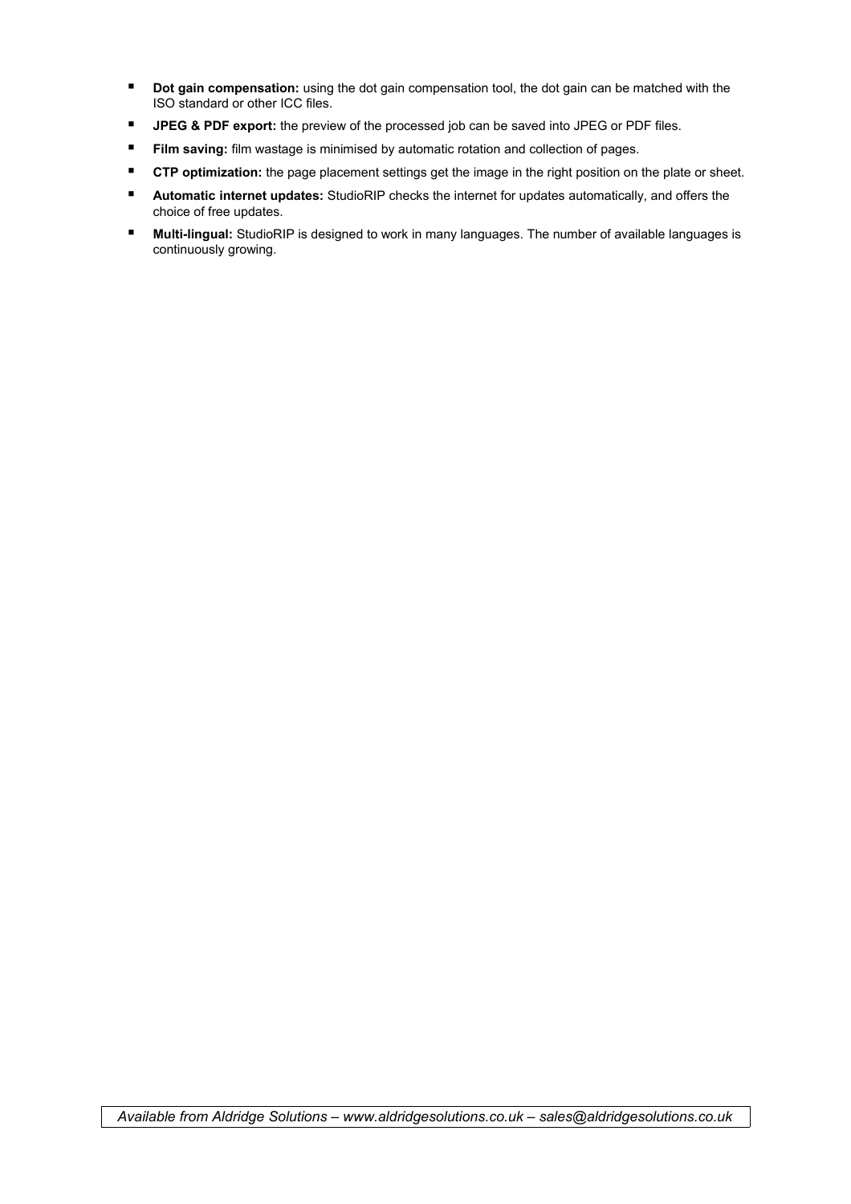- **Dot gain compensation:** using the dot gain compensation tool, the dot gain can be matched with the ISO standard or other ICC files.
- **JPEG & PDF export:** the preview of the processed job can be saved into JPEG or PDF files.
- **Film saving:** film wastage is minimised by automatic rotation and collection of pages.
- **CTP optimization:** the page placement settings get the image in the right position on the plate or sheet.
- **Automatic internet updates:** StudioRIP checks the internet for updates automatically, and offers the choice of free updates.
- **Multi-lingual:** StudioRIP is designed to work in many languages. The number of available languages is continuously growing.

*Available from Aldridge Solutions – www.aldridgesolutions.co.uk – sales@aldridgesolutions.co.uk*